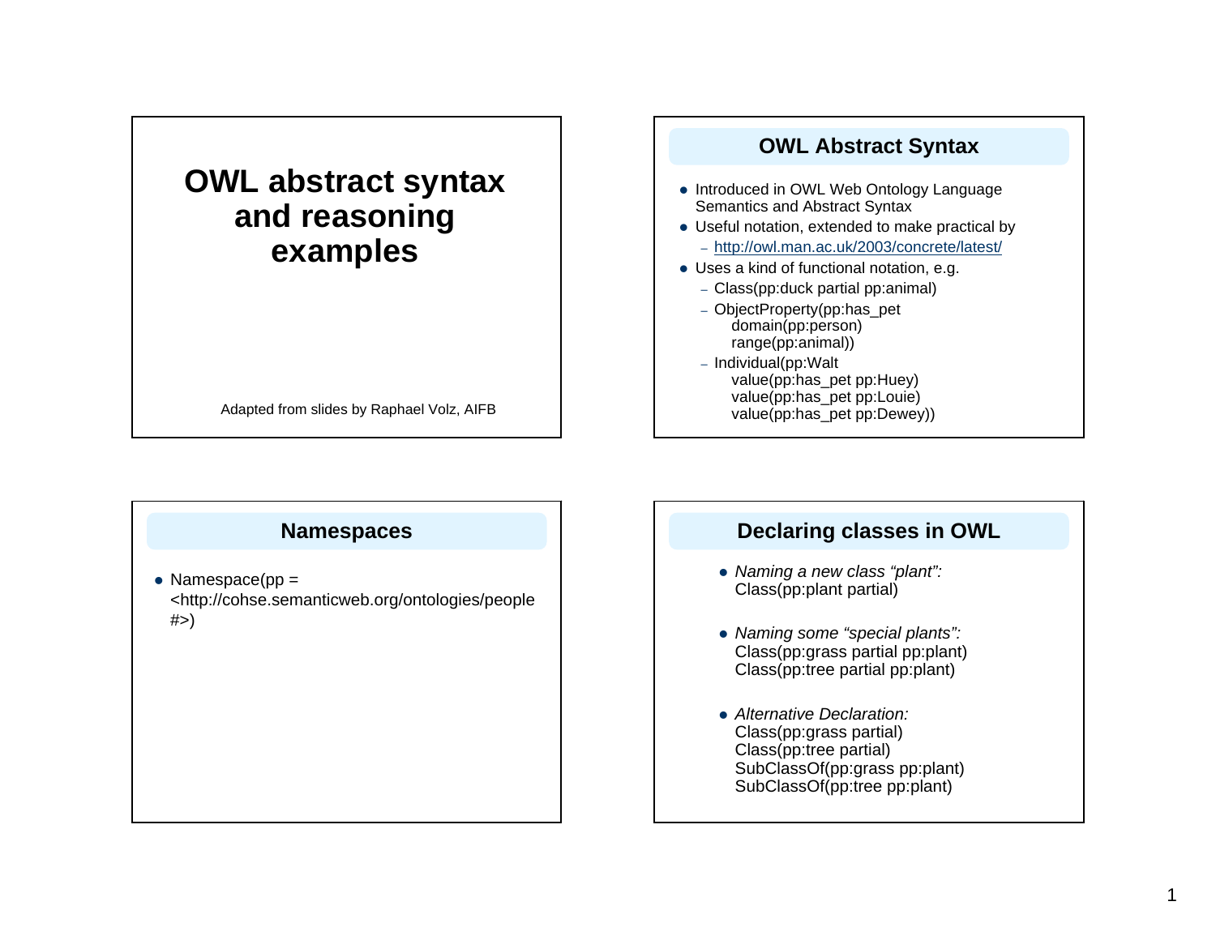# OWL abstract syntax and reasoning examples

Adapted from slides by Raphael Volz, AIFB

## OWL Abstract Syntax

- Introduced in OWL Web Ontology Language Semantics and Abstract Syntax
- Useful notation, extended to make practical by
  - http://owl.man.ac.uk/2003/concrete/latest/
- Uses a kind of functional notation, e.g.
  - Class(pp:duck partial pp:animal)
  - ObjectProperty(pp:has_pet
    domain(pp:person)
    range(pp:animal))
  - Individual(pp:Walt
    value(pp:has_pet pp:Huey)
    value(pp:has_pet pp:Louie)
    value(pp:has_pet pp:Dewey))

## Namespaces

- Namespace(pp = <http://cohse.semanticweb.org/ontologies/people#>)

## Declaring classes in OWL

- *Naming a new class "plant":*
  Class(pp:plant partial)
- *Naming some "special plants":*
  Class(pp:grass partial pp:plant)
  Class(pp:tree partial pp:plant)
- *Alternative Declaration:*
  Class(pp:grass partial)
  Class(pp:tree partial)
  SubClassOf(pp:grass pp:plant)
  SubClassOf(pp:tree pp:plant)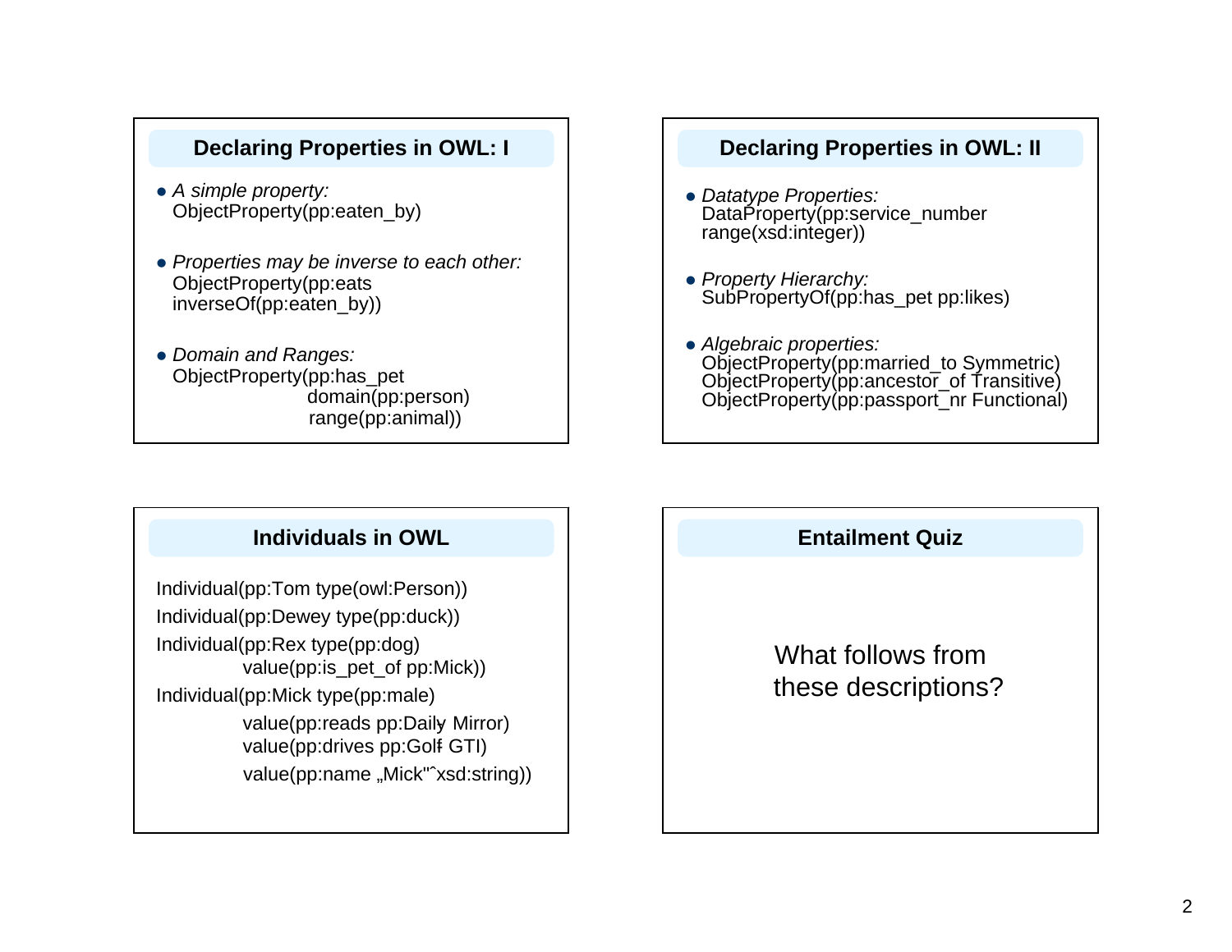## Declaring Properties in OWL: I

- *A simple property:*
  ObjectProperty(pp:eaten_by)

- *Properties may be inverse to each other:*
  ObjectProperty(pp:eats
  inverseOf(pp:eaten_by))

- *Domain and Ranges:*
  ObjectProperty(pp:has_pet
  domain(pp:person)
  range(pp:animal))

## Declaring Properties in OWL: II

- *Datatype Properties:*
  DataProperty(pp:service_number
  range(xsd:integer))

- *Property Hierarchy:*
  SubPropertyOf(pp:has_pet pp:likes)

- *Algebraic properties:*
  ObjectProperty(pp:married_to Symmetric)
  ObjectProperty(pp:ancestor_of Transitive)
  ObjectProperty(pp:passport_nr Functional)

## Individuals in OWL

Individual(pp:Tom type(owl:Person))

Individual(pp:Dewey type(pp:duck))

Individual(pp:Rex type(pp:dog)
value(pp:is_pet_of pp:Mick))

Individual(pp:Mick type(pp:male)
value(pp:reads pp:Daily Mirror)
value(pp:drives pp:Golf GTI)
value(pp:name „Mick"^xsd:string))

## Entailment Quiz

What follows from these descriptions?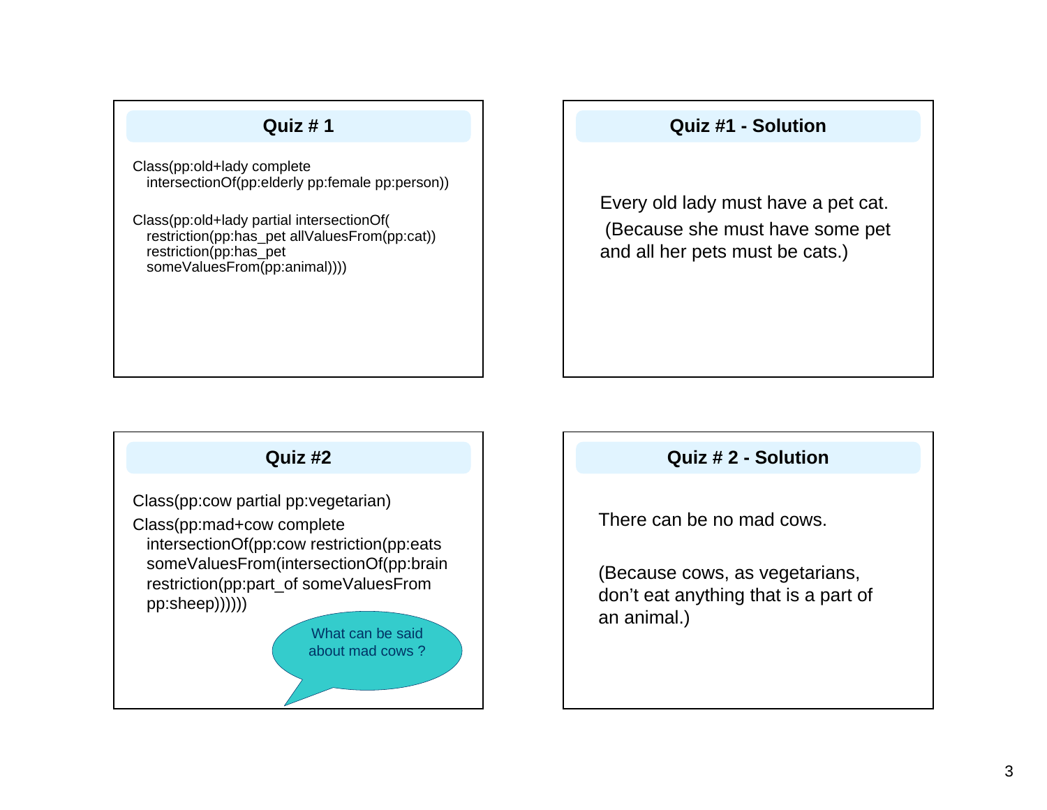## Quiz # 1

```
Class(pp:old+lady complete
   intersectionOf(pp:elderly pp:female pp:person))

Class(pp:old+lady partial intersectionOf(
   restriction(pp:has_pet allValuesFrom(pp:cat))
   restriction(pp:has_pet
   someValuesFrom(pp:animal))))
```

## Quiz #1 - Solution

Every old lady must have a pet cat.

(Because she must have some pet and all her pets must be cats.)

## Quiz #2

```
Class(pp:cow partial pp:vegetarian)
Class(pp:mad+cow complete
   intersectionOf(pp:cow restriction(pp:eats
   someValuesFrom(intersectionOf(pp:brain
   restriction(pp:part_of someValuesFrom
   pp:sheep))))))
```

What can be said about mad cows ?

## Quiz # 2 - Solution

There can be no mad cows.

(Because cows, as vegetarians, don't eat anything that is a part of an animal.)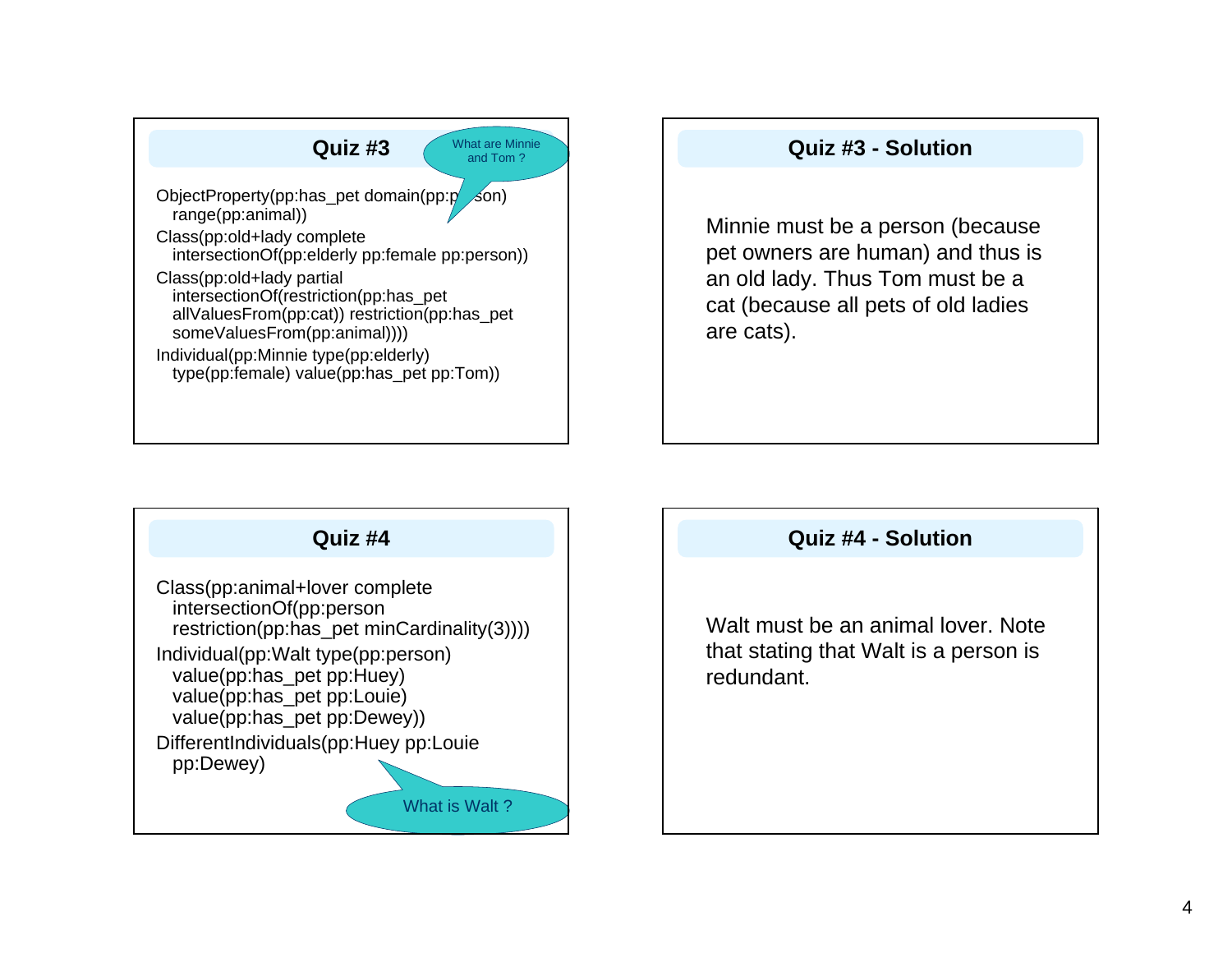## Quiz #3

What are Minnie and Tom ?

```
ObjectProperty(pp:has_pet domain(pp:person)
   range(pp:animal))
Class(pp:old+lady complete
   intersectionOf(pp:elderly pp:female pp:person))
Class(pp:old+lady partial
   intersectionOf(restriction(pp:has_pet
   allValuesFrom(pp:cat)) restriction(pp:has_pet
   someValuesFrom(pp:animal))))
Individual(pp:Minnie type(pp:elderly)
   type(pp:female) value(pp:has_pet pp:Tom))
```

## Quiz #3 - Solution

Minnie must be a person (because pet owners are human) and thus is an old lady. Thus Tom must be a cat (because all pets of old ladies are cats).

## Quiz #4

```
Class(pp:animal+lover complete
   intersectionOf(pp:person
   restriction(pp:has_pet minCardinality(3))))
Individual(pp:Walt type(pp:person)
   value(pp:has_pet pp:Huey)
   value(pp:has_pet pp:Louie)
   value(pp:has_pet pp:Dewey))
DifferentIndividuals(pp:Huey pp:Louie
   pp:Dewey)
```

What is Walt ?

## Quiz #4 - Solution

Walt must be an animal lover. Note that stating that Walt is a person is redundant.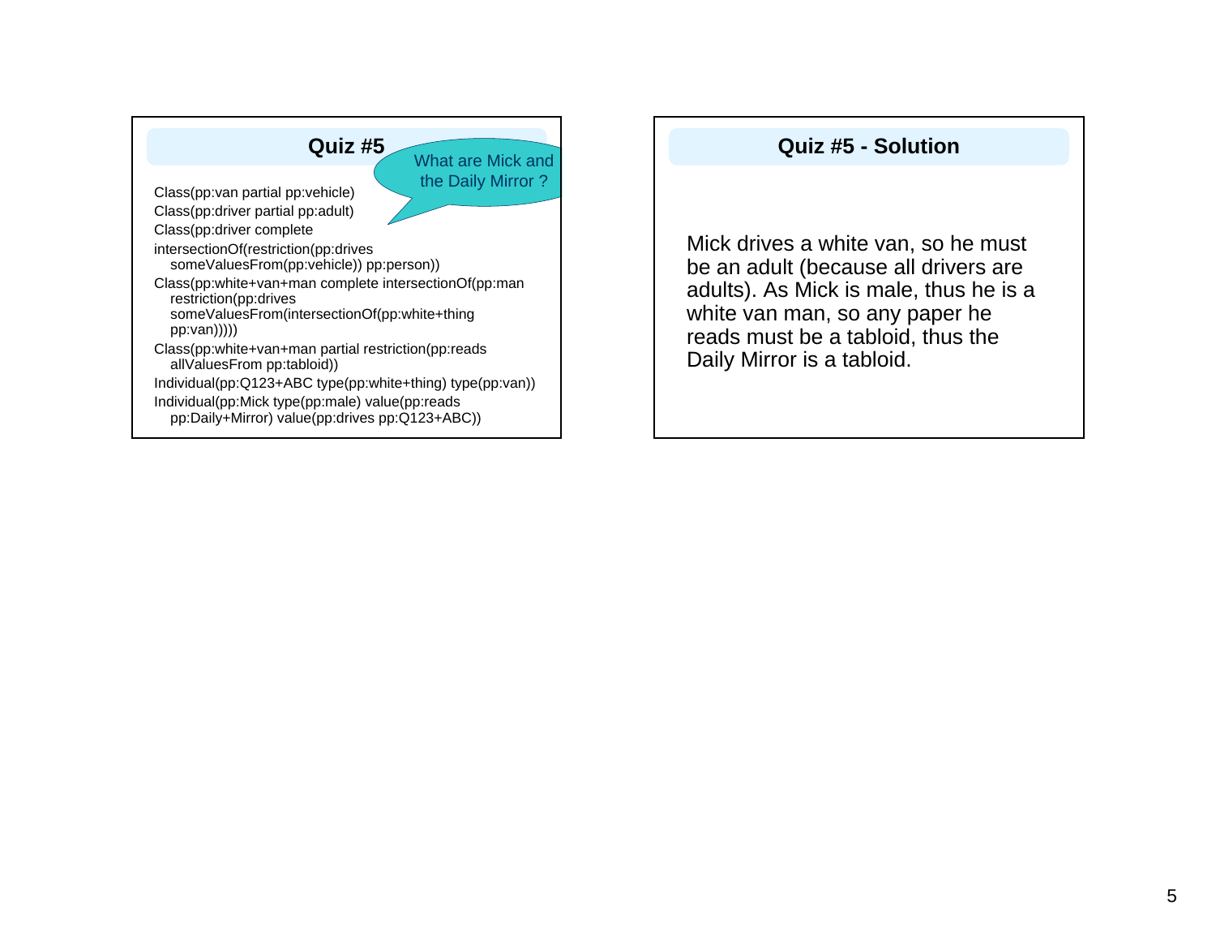## Quiz #5

What are Mick and the Daily Mirror ?

```
Class(pp:van partial pp:vehicle)
Class(pp:driver partial pp:adult)
Class(pp:driver complete
intersectionOf(restriction(pp:drives
   someValuesFrom(pp:vehicle)) pp:person))
Class(pp:white+van+man complete intersectionOf(pp:man
   restriction(pp:drives
   someValuesFrom(intersectionOf(pp:white+thing
   pp:van)))))
Class(pp:white+van+man partial restriction(pp:reads
   allValuesFrom pp:tabloid))
Individual(pp:Q123+ABC type(pp:white+thing) type(pp:van))
Individual(pp:Mick type(pp:male) value(pp:reads
   pp:Daily+Mirror) value(pp:drives pp:Q123+ABC))
```

## Quiz #5 - Solution

Mick drives a white van, so he must be an adult (because all drivers are adults). As Mick is male, thus he is a white van man, so any paper he reads must be a tabloid, thus the Daily Mirror is a tabloid.